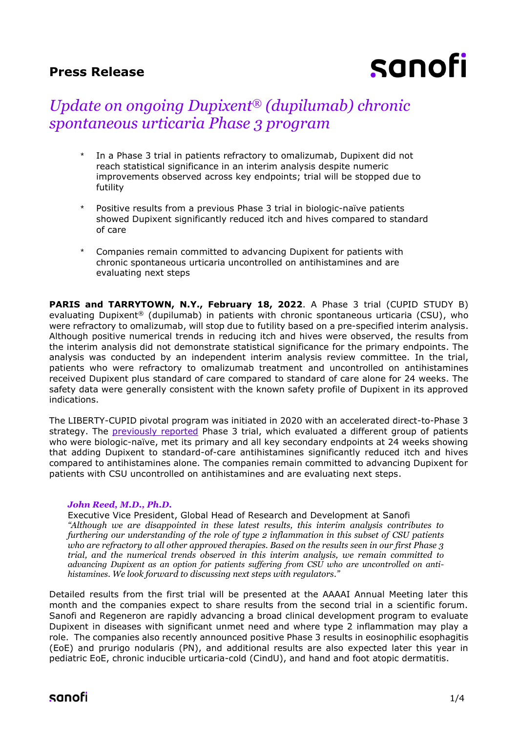**Press Release**

# *Update on ongoing Dupixent® (dupilumab) chronic spontaneous urticaria Phase 3 program*

* In a Phase 3 trial in patients refractory to omalizumab, Dupixent did not reach statistical significance in an interim analysis despite numeric improvements observed across key endpoints; trial will be stopped due to futility

* Positive results from a previous Phase 3 trial in biologic-naïve patients showed Dupixent significantly reduced itch and hives compared to standard of care

* Companies remain committed to advancing Dupixent for patients with chronic spontaneous urticaria uncontrolled on antihistamines and are evaluating next steps

**PARIS and TARRYTOWN, N.Y., February 18, 2022**. A Phase 3 trial (CUPID STUDY B) evaluating Dupixent® (dupilumab) in patients with chronic spontaneous urticaria (CSU), who were refractory to omalizumab, will stop due to futility based on a pre-specified interim analysis. Although positive numerical trends in reducing itch and hives were observed, the results from the interim analysis did not demonstrate statistical significance for the primary endpoints. The analysis was conducted by an independent interim analysis review committee. In the trial, patients who were refractory to omalizumab treatment and uncontrolled on antihistamines received Dupixent plus standard of care compared to standard of care alone for 24 weeks. The safety data were generally consistent with the known safety profile of Dupixent in its approved indications.

The LIBERTY-CUPID pivotal program was initiated in 2020 with an accelerated direct-to-Phase 3 strategy. The previously reported Phase 3 trial, which evaluated a different group of patients who were biologic-naïve, met its primary and all key secondary endpoints at 24 weeks showing that adding Dupixent to standard-of-care antihistamines significantly reduced itch and hives compared to antihistamines alone. The companies remain committed to advancing Dupixent for patients with CSU uncontrolled on antihistamines and are evaluating next steps.

***John Reed, M.D., Ph.D.***
Executive Vice President, Global Head of Research and Development at Sanofi
*"Although we are disappointed in these latest results, this interim analysis contributes to furthering our understanding of the role of type 2 inflammation in this subset of CSU patients who are refractory to all other approved therapies. Based on the results seen in our first Phase 3 trial, and the numerical trends observed in this interim analysis, we remain committed to advancing Dupixent as an option for patients suffering from CSU who are uncontrolled on anti-histamines. We look forward to discussing next steps with regulators."*

Detailed results from the first trial will be presented at the AAAAI Annual Meeting later this month and the companies expect to share results from the second trial in a scientific forum. Sanofi and Regeneron are rapidly advancing a broad clinical development program to evaluate Dupixent in diseases with significant unmet need and where type 2 inflammation may play a role. The companies also recently announced positive Phase 3 results in eosinophilic esophagitis (EoE) and prurigo nodularis (PN), and additional results are also expected later this year in pediatric EoE, chronic inducible urticaria-cold (CindU), and hand and foot atopic dermatitis.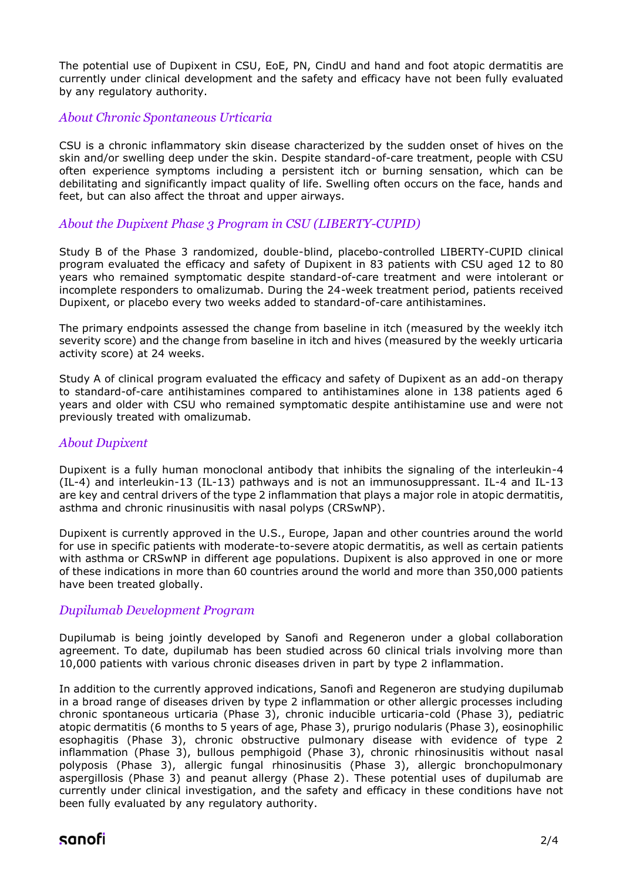The potential use of Dupixent in CSU, EoE, PN, CindU and hand and foot atopic dermatitis are currently under clinical development and the safety and efficacy have not been fully evaluated by any regulatory authority.

### *About Chronic Spontaneous Urticaria*

CSU is a chronic inflammatory skin disease characterized by the sudden onset of hives on the skin and/or swelling deep under the skin. Despite standard-of-care treatment, people with CSU often experience symptoms including a persistent itch or burning sensation, which can be debilitating and significantly impact quality of life. Swelling often occurs on the face, hands and feet, but can also affect the throat and upper airways.

### *About the Dupixent Phase 3 Program in CSU (LIBERTY-CUPID)*

Study B of the Phase 3 randomized, double-blind, placebo-controlled LIBERTY-CUPID clinical program evaluated the efficacy and safety of Dupixent in 83 patients with CSU aged 12 to 80 years who remained symptomatic despite standard-of-care treatment and were intolerant or incomplete responders to omalizumab. During the 24-week treatment period, patients received Dupixent, or placebo every two weeks added to standard-of-care antihistamines.

The primary endpoints assessed the change from baseline in itch (measured by the weekly itch severity score) and the change from baseline in itch and hives (measured by the weekly urticaria activity score) at 24 weeks.

Study A of clinical program evaluated the efficacy and safety of Dupixent as an add-on therapy to standard-of-care antihistamines compared to antihistamines alone in 138 patients aged 6 years and older with CSU who remained symptomatic despite antihistamine use and were not previously treated with omalizumab.

### *About Dupixent*

Dupixent is a fully human monoclonal antibody that inhibits the signaling of the interleukin-4 (IL-4) and interleukin-13 (IL-13) pathways and is not an immunosuppressant. IL-4 and IL-13 are key and central drivers of the type 2 inflammation that plays a major role in atopic dermatitis, asthma and chronic rinusinusitis with nasal polyps (CRSwNP).

Dupixent is currently approved in the U.S., Europe, Japan and other countries around the world for use in specific patients with moderate-to-severe atopic dermatitis, as well as certain patients with asthma or CRSwNP in different age populations. Dupixent is also approved in one or more of these indications in more than 60 countries around the world and more than 350,000 patients have been treated globally.

### *Dupilumab Development Program*

Dupilumab is being jointly developed by Sanofi and Regeneron under a global collaboration agreement. To date, dupilumab has been studied across 60 clinical trials involving more than 10,000 patients with various chronic diseases driven in part by type 2 inflammation.

In addition to the currently approved indications, Sanofi and Regeneron are studying dupilumab in a broad range of diseases driven by type 2 inflammation or other allergic processes including chronic spontaneous urticaria (Phase 3), chronic inducible urticaria-cold (Phase 3), pediatric atopic dermatitis (6 months to 5 years of age, Phase 3), prurigo nodularis (Phase 3), eosinophilic esophagitis (Phase 3), chronic obstructive pulmonary disease with evidence of type 2 inflammation (Phase 3), bullous pemphigoid (Phase 3), chronic rhinosinusitis without nasal polyposis (Phase 3), allergic fungal rhinosinusitis (Phase 3), allergic bronchopulmonary aspergillosis (Phase 3) and peanut allergy (Phase 2). These potential uses of dupilumab are currently under clinical investigation, and the safety and efficacy in these conditions have not been fully evaluated by any regulatory authority.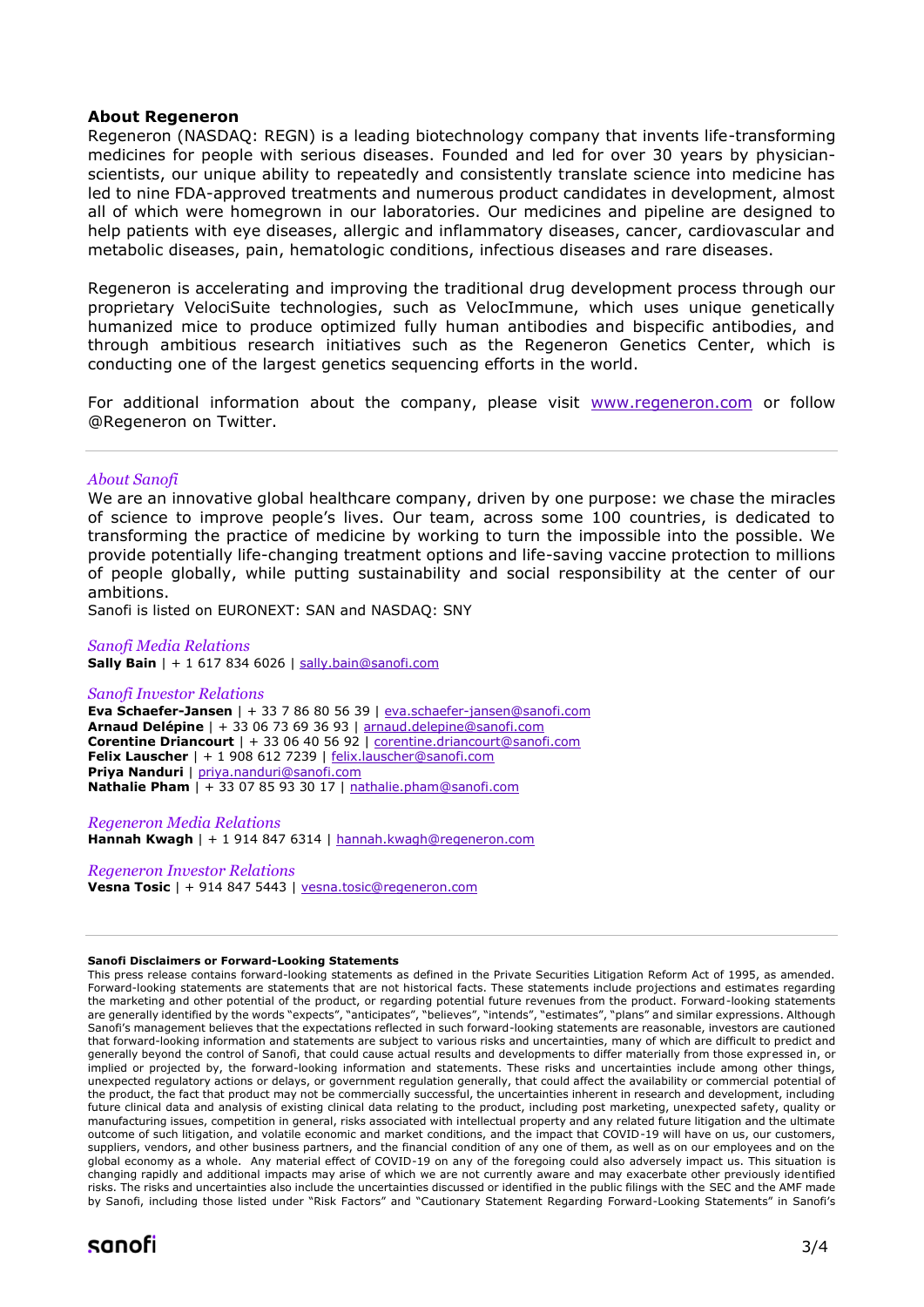## About Regeneron

Regeneron (NASDAQ: REGN) is a leading biotechnology company that invents life-transforming medicines for people with serious diseases. Founded and led for over 30 years by physician-scientists, our unique ability to repeatedly and consistently translate science into medicine has led to nine FDA-approved treatments and numerous product candidates in development, almost all of which were homegrown in our laboratories. Our medicines and pipeline are designed to help patients with eye diseases, allergic and inflammatory diseases, cancer, cardiovascular and metabolic diseases, pain, hematologic conditions, infectious diseases and rare diseases.

Regeneron is accelerating and improving the traditional drug development process through our proprietary VelociSuite technologies, such as VelocImmune, which uses unique genetically humanized mice to produce optimized fully human antibodies and bispecific antibodies, and through ambitious research initiatives such as the Regeneron Genetics Center, which is conducting one of the largest genetics sequencing efforts in the world.

For additional information about the company, please visit www.regeneron.com or follow @Regeneron on Twitter.

---

### *About Sanofi*

We are an innovative global healthcare company, driven by one purpose: we chase the miracles of science to improve people's lives. Our team, across some 100 countries, is dedicated to transforming the practice of medicine by working to turn the impossible into the possible. We provide potentially life-changing treatment options and life-saving vaccine protection to millions of people globally, while putting sustainability and social responsibility at the center of our ambitions.

Sanofi is listed on EURONEXT: SAN and NASDAQ: SNY

*Sanofi Media Relations*
**Sally Bain** | + 1 617 834 6026 | sally.bain@sanofi.com

*Sanofi Investor Relations*
**Eva Schaefer-Jansen** | + 33 7 86 80 56 39 | eva.schaefer-jansen@sanofi.com
**Arnaud Delépine** | + 33 06 73 69 36 93 | arnaud.delepine@sanofi.com
**Corentine Driancourt** | + 33 06 40 56 92 | corentine.driancourt@sanofi.com
**Felix Lauscher** | + 1 908 612 7239 | felix.lauscher@sanofi.com
**Priya Nanduri** | priya.nanduri@sanofi.com
**Nathalie Pham** | + 33 07 85 93 30 17 | nathalie.pham@sanofi.com

*Regeneron Media Relations*
**Hannah Kwagh** | + 1 914 847 6314 | hannah.kwagh@regeneron.com

*Regeneron Investor Relations*
**Vesna Tosic** | + 914 847 5443 | vesna.tosic@regeneron.com

---

**Sanofi Disclaimers or Forward-Looking Statements**

This press release contains forward-looking statements as defined in the Private Securities Litigation Reform Act of 1995, as amended. Forward-looking statements are statements that are not historical facts. These statements include projections and estimates regarding the marketing and other potential of the product, or regarding potential future revenues from the product. Forward-looking statements are generally identified by the words "expects", "anticipates", "believes", "intends", "estimates", "plans" and similar expressions. Although Sanofi's management believes that the expectations reflected in such forward-looking statements are reasonable, investors are cautioned that forward-looking information and statements are subject to various risks and uncertainties, many of which are difficult to predict and generally beyond the control of Sanofi, that could cause actual results and developments to differ materially from those expressed in, or implied or projected by, the forward-looking information and statements. These risks and uncertainties include among other things, unexpected regulatory actions or delays, or government regulation generally, that could affect the availability or commercial potential of the product, the fact that product may not be commercially successful, the uncertainties inherent in research and development, including future clinical data and analysis of existing clinical data relating to the product, including post marketing, unexpected safety, quality or manufacturing issues, competition in general, risks associated with intellectual property and any related future litigation and the ultimate outcome of such litigation, and volatile economic and market conditions, and the impact that COVID-19 will have on us, our customers, suppliers, vendors, and other business partners, and the financial condition of any one of them, as well as on our employees and on the global economy as a whole. Any material effect of COVID-19 on any of the foregoing could also adversely impact us. This situation is changing rapidly and additional impacts may arise of which we are not currently aware and may exacerbate other previously identified risks. The risks and uncertainties also include the uncertainties discussed or identified in the public filings with the SEC and the AMF made by Sanofi, including those listed under "Risk Factors" and "Cautionary Statement Regarding Forward-Looking Statements" in Sanofi's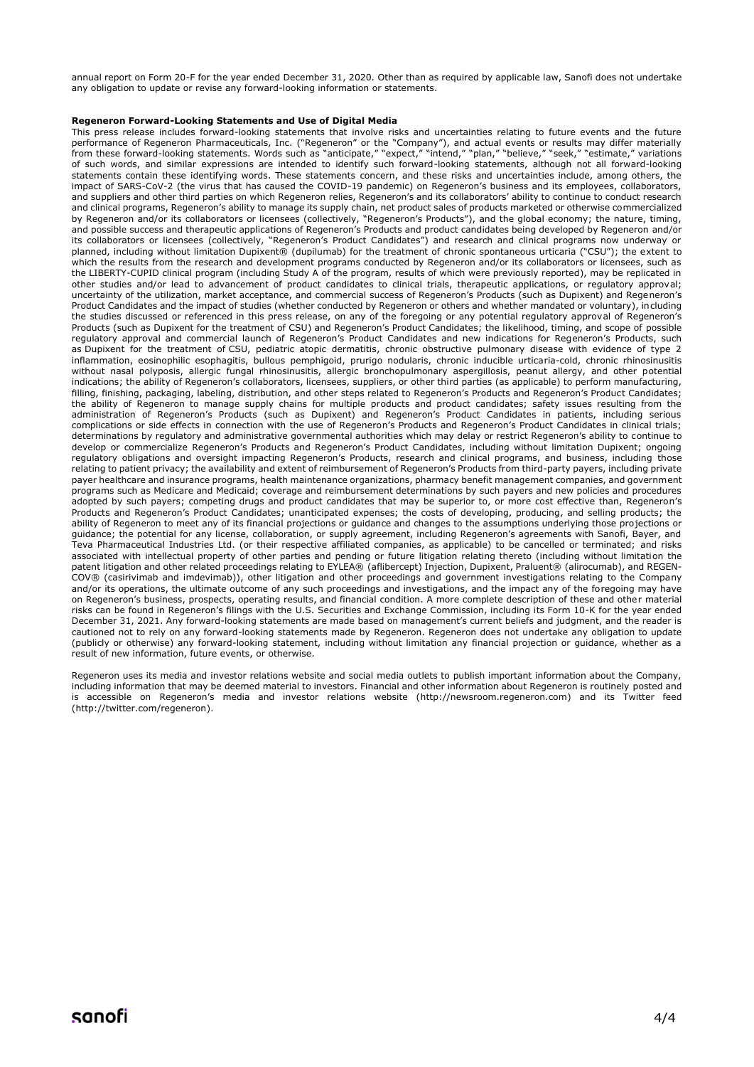annual report on Form 20-F for the year ended December 31, 2020. Other than as required by applicable law, Sanofi does not undertake any obligation to update or revise any forward-looking information or statements.

**Regeneron Forward-Looking Statements and Use of Digital Media**

This press release includes forward-looking statements that involve risks and uncertainties relating to future events and the future performance of Regeneron Pharmaceuticals, Inc. ("Regeneron" or the "Company"), and actual events or results may differ materially from these forward-looking statements. Words such as "anticipate," "expect," "intend," "plan," "believe," "seek," "estimate," variations of such words, and similar expressions are intended to identify such forward-looking statements, although not all forward-looking statements contain these identifying words. These statements concern, and these risks and uncertainties include, among others, the impact of SARS-CoV-2 (the virus that has caused the COVID-19 pandemic) on Regeneron's business and its employees, collaborators, and suppliers and other third parties on which Regeneron relies, Regeneron's and its collaborators' ability to continue to conduct research and clinical programs, Regeneron's ability to manage its supply chain, net product sales of products marketed or otherwise commercialized by Regeneron and/or its collaborators or licensees (collectively, "Regeneron's Products"), and the global economy; the nature, timing, and possible success and therapeutic applications of Regeneron's Products and product candidates being developed by Regeneron and/or its collaborators or licensees (collectively, "Regeneron's Product Candidates") and research and clinical programs now underway or planned, including without limitation Dupixent® (dupilumab) for the treatment of chronic spontaneous urticaria ("CSU"); the extent to which the results from the research and development programs conducted by Regeneron and/or its collaborators or licensees, such as the LIBERTY-CUPID clinical program (including Study A of the program, results of which were previously reported), may be replicated in other studies and/or lead to advancement of product candidates to clinical trials, therapeutic applications, or regulatory approval; uncertainty of the utilization, market acceptance, and commercial success of Regeneron's Products (such as Dupixent) and Regeneron's Product Candidates and the impact of studies (whether conducted by Regeneron or others and whether mandated or voluntary), including the studies discussed or referenced in this press release, on any of the foregoing or any potential regulatory approval of Regeneron's Products (such as Dupixent for the treatment of CSU) and Regeneron's Product Candidates; the likelihood, timing, and scope of possible regulatory approval and commercial launch of Regeneron's Product Candidates and new indications for Regeneron's Products, such as Dupixent for the treatment of CSU, pediatric atopic dermatitis, chronic obstructive pulmonary disease with evidence of type 2 inflammation, eosinophilic esophagitis, bullous pemphigoid, prurigo nodularis, chronic inducible urticaria-cold, chronic rhinosinusitis without nasal polyposis, allergic fungal rhinosinusitis, allergic bronchopulmonary aspergillosis, peanut allergy, and other potential indications; the ability of Regeneron's collaborators, licensees, suppliers, or other third parties (as applicable) to perform manufacturing, filling, finishing, packaging, labeling, distribution, and other steps related to Regeneron's Products and Regeneron's Product Candidates; the ability of Regeneron to manage supply chains for multiple products and product candidates; safety issues resulting from the administration of Regeneron's Products (such as Dupixent) and Regeneron's Product Candidates in patients, including serious complications or side effects in connection with the use of Regeneron's Products and Regeneron's Product Candidates in clinical trials; determinations by regulatory and administrative governmental authorities which may delay or restrict Regeneron's ability to continue to develop or commercialize Regeneron's Products and Regeneron's Product Candidates, including without limitation Dupixent; ongoing regulatory obligations and oversight impacting Regeneron's Products, research and clinical programs, and business, including those relating to patient privacy; the availability and extent of reimbursement of Regeneron's Products from third-party payers, including private payer healthcare and insurance programs, health maintenance organizations, pharmacy benefit management companies, and government programs such as Medicare and Medicaid; coverage and reimbursement determinations by such payers and new policies and procedures adopted by such payers; competing drugs and product candidates that may be superior to, or more cost effective than, Regeneron's Products and Regeneron's Product Candidates; unanticipated expenses; the costs of developing, producing, and selling products; the ability of Regeneron to meet any of its financial projections or guidance and changes to the assumptions underlying those projections or guidance; the potential for any license, collaboration, or supply agreement, including Regeneron's agreements with Sanofi, Bayer, and Teva Pharmaceutical Industries Ltd. (or their respective affiliated companies, as applicable) to be cancelled or terminated; and risks associated with intellectual property of other parties and pending or future litigation relating thereto (including without limitation the patent litigation and other related proceedings relating to EYLEA® (aflibercept) Injection, Dupixent, Praluent® (alirocumab), and REGEN-COV® (casirivimab and imdevimab)), other litigation and other proceedings and government investigations relating to the Company and/or its operations, the ultimate outcome of any such proceedings and investigations, and the impact any of the foregoing may have on Regeneron's business, prospects, operating results, and financial condition. A more complete description of these and other material risks can be found in Regeneron's filings with the U.S. Securities and Exchange Commission, including its Form 10-K for the year ended December 31, 2021. Any forward-looking statements are made based on management's current beliefs and judgment, and the reader is cautioned not to rely on any forward-looking statements made by Regeneron. Regeneron does not undertake any obligation to update (publicly or otherwise) any forward-looking statement, including without limitation any financial projection or guidance, whether as a result of new information, future events, or otherwise.

Regeneron uses its media and investor relations website and social media outlets to publish important information about the Company, including information that may be deemed material to investors. Financial and other information about Regeneron is routinely posted and is accessible on Regeneron's media and investor relations website (http://newsroom.regeneron.com) and its Twitter feed (http://twitter.com/regeneron).